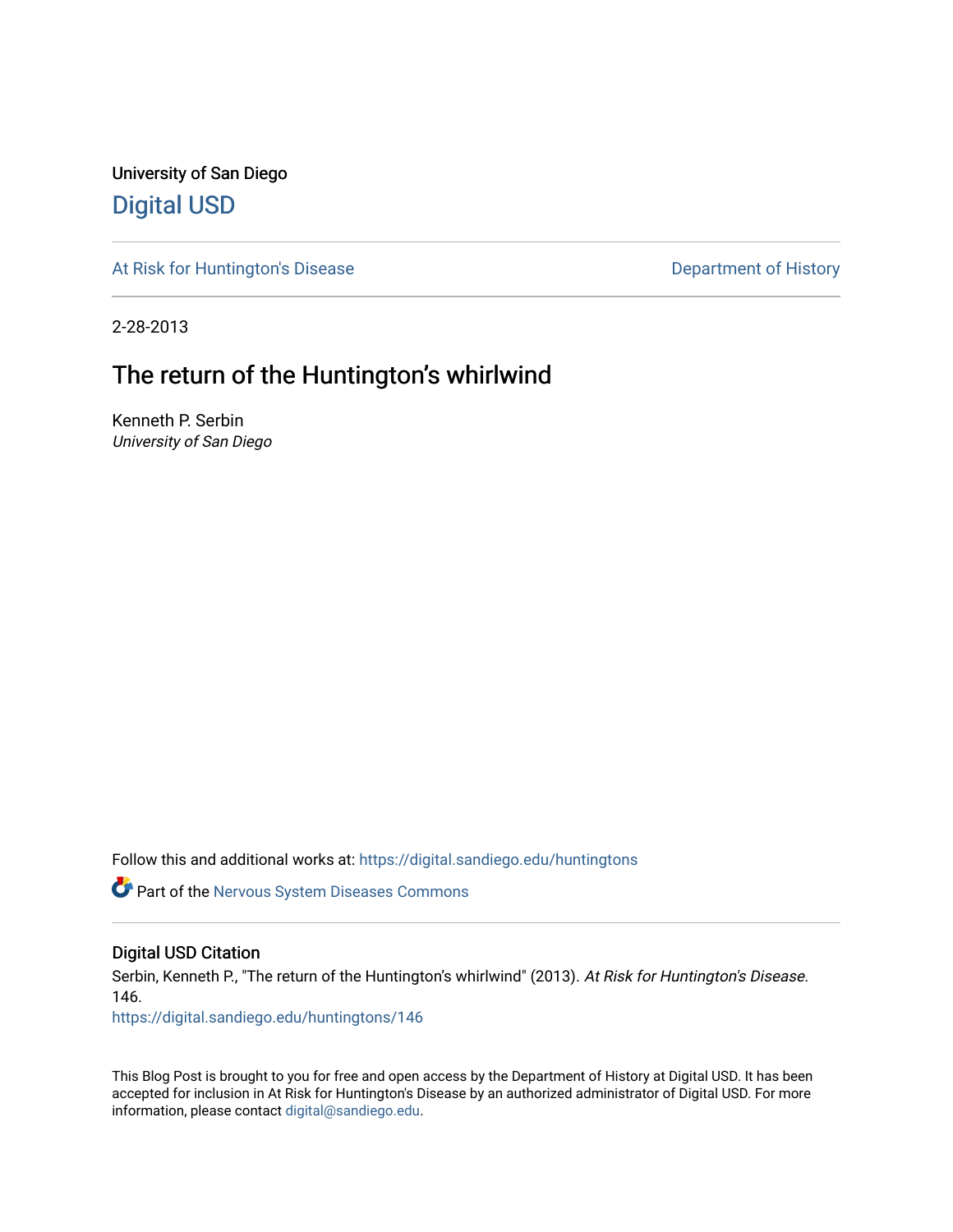University of San Diego

# Digital USD

At Risk for Huntington's Disease

Department of History

2-28-2013

## The return of the Huntington's whirlwind

Kenneth P. Serbin
*University of San Diego*

Follow this and additional works at: https://digital.sandiego.edu/huntingtons

Part of the Nervous System Diseases Commons

### Digital USD Citation

Serbin, Kenneth P., "The return of the Huntington's whirlwind" (2013). *At Risk for Huntington's Disease*. 146.
https://digital.sandiego.edu/huntingtons/146

This Blog Post is brought to you for free and open access by the Department of History at Digital USD. It has been accepted for inclusion in At Risk for Huntington's Disease by an authorized administrator of Digital USD. For more information, please contact digital@sandiego.edu.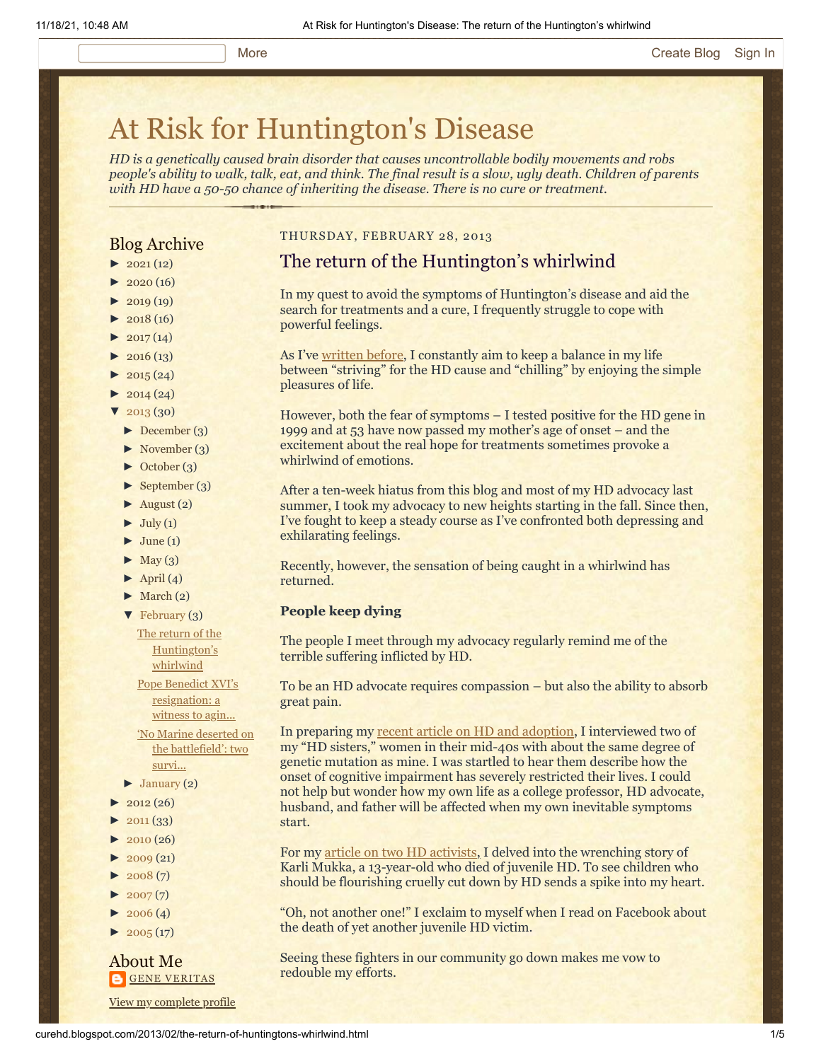# At Risk for Huntington's Disease

*HD is a genetically caused brain disorder that causes uncontrollable bodily movements and robs people's ability to walk, talk, eat, and think. The final result is a slow, ugly death. Children of parents with HD have a 50-50 chance of inheriting the disease. There is no cure or treatment.*

THURSDAY, FEBRUARY 28, 2013

## The return of the Huntington's whirlwind

In my quest to avoid the symptoms of Huntington's disease and aid the search for treatments and a cure, I frequently struggle to cope with powerful feelings.

As I've written before, I constantly aim to keep a balance in my life between "striving" for the HD cause and "chilling" by enjoying the simple pleasures of life.

However, both the fear of symptoms – I tested positive for the HD gene in 1999 and at 53 have now passed my mother's age of onset – and the excitement about the real hope for treatments sometimes provoke a whirlwind of emotions.

After a ten-week hiatus from this blog and most of my HD advocacy last summer, I took my advocacy to new heights starting in the fall. Since then, I've fought to keep a steady course as I've confronted both depressing and exhilarating feelings.

Recently, however, the sensation of being caught in a whirlwind has returned.

**People keep dying**

The people I meet through my advocacy regularly remind me of the terrible suffering inflicted by HD.

To be an HD advocate requires compassion – but also the ability to absorb great pain.

In preparing my recent article on HD and adoption, I interviewed two of my "HD sisters," women in their mid-40s with about the same degree of genetic mutation as mine. I was startled to hear them describe how the onset of cognitive impairment has severely restricted their lives. I could not help but wonder how my own life as a college professor, HD advocate, husband, and father will be affected when my own inevitable symptoms start.

For my article on two HD activists, I delved into the wrenching story of Karli Mukka, a 13-year-old who died of juvenile HD. To see children who should be flourishing cruelly cut down by HD sends a spike into my heart.

"Oh, not another one!" I exclaim to myself when I read on Facebook about the death of yet another juvenile HD victim.

Seeing these fighters in our community go down makes me vow to redouble my efforts.

## Blog Archive

- ► 2021 (12)
- ► 2020 (16)
- ► 2019 (19)
- ► 2018 (16)
- ► 2017 (14)
- ► 2016 (13)
- ► 2015 (24)
- ► 2014 (24)
- ▼ 2013 (30)
  - ► December (3)
  - ► November (3)
  - ► October (3)
  - ► September (3)
  - ► August (2)
  - ► July (1)
  - ► June (1)
  - ► May (3)
  - ► April (4)
  - ► March (2)
  - ▼ February (3)
    - The return of the Huntington's whirlwind
    - Pope Benedict XVI's resignation: a witness to agin...
    - 'No Marine deserted on the battlefield': two survi...
  - ► January (2)
- ► 2012 (26)
- ► 2011 (33)
- ► 2010 (26)
- ► 2009 (21)
- ► 2008 (7)
- ► 2007 (7)
- ► 2006 (4)
- ► 2005 (17)

## About Me

GENE VERITAS

View my complete profile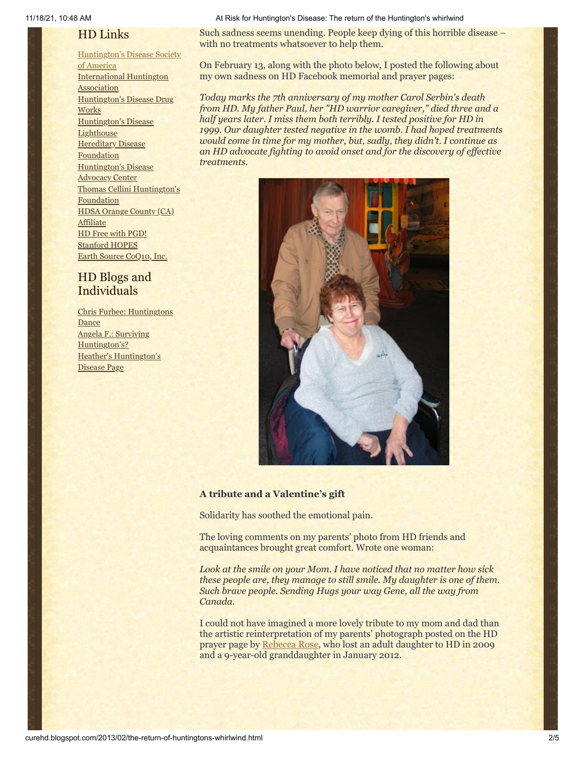## HD Links

[Huntington's Disease Society of America](#)
[International Huntington Association](#)
[Huntington's Disease Drug Works](#)
[Huntington's Disease Lighthouse](#)
[Hereditary Disease Foundation](#)
[Huntington's Disease Advocacy Center](#)
[Thomas Cellini Huntington's Foundation](#)
[HDSA Orange County (CA) Affiliate](#)
[HD Free with PGD!](#)
[Stanford HOPES](#)
[Earth Source CoQ10, Inc.](#)

## HD Blogs and Individuals

[Chris Furbee: Huntingtons Dance](#)
[Angela F.: Surviving Huntington's?](#)
[Heather's Huntington's Disease Page](#)

Such sadness seems unending. People keep dying of this horrible disease – with no treatments whatsoever to help them.

On February 13, along with the photo below, I posted the following about my own sadness on HD Facebook memorial and prayer pages:

*Today marks the 7th anniversary of my mother Carol Serbin's death from HD. My father Paul, her "HD warrior caregiver," died three and a half years later. I miss them both terribly. I tested positive for HD in 1999. Our daughter tested negative in the womb. I had hoped treatments would come in time for my mother, but, sadly, they didn't. I continue as an HD advocate fighting to avoid onset and for the discovery of effective treatments.*

**A tribute and a Valentine's gift**

Solidarity has soothed the emotional pain.

The loving comments on my parents' photo from HD friends and acquaintances brought great comfort. Wrote one woman:

*Look at the smile on your Mom. I have noticed that no matter how sick these people are, they manage to still smile. My daughter is one of them. Such brave people. Sending Hugs your way Gene, all the way from Canada.*

I could not have imagined a more lovely tribute to my mom and dad than the artistic reinterpretation of my parents' photograph posted on the HD prayer page by [Rebecca Rose](#), who lost an adult daughter to HD in 2009 and a 9-year-old granddaughter in January 2012.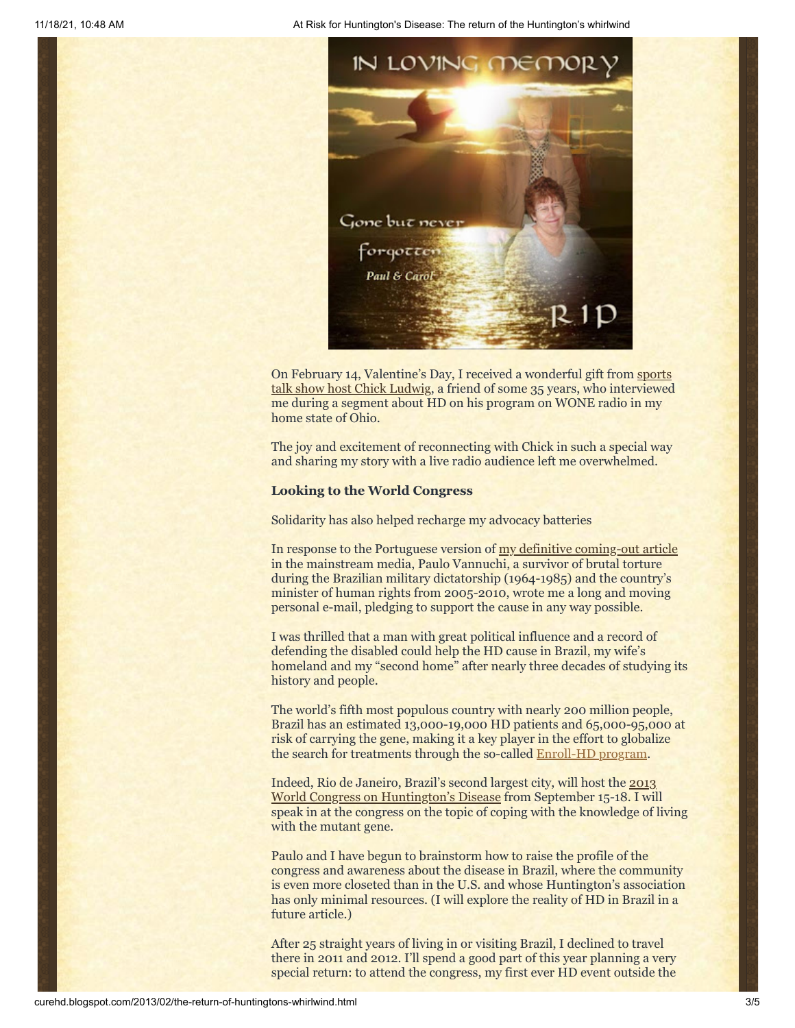On February 14, Valentine's Day, I received a wonderful gift from sports talk show host Chick Ludwig, a friend of some 35 years, who interviewed me during a segment about HD on his program on WONE radio in my home state of Ohio.

The joy and excitement of reconnecting with Chick in such a special way and sharing my story with a live radio audience left me overwhelmed.

**Looking to the World Congress**

Solidarity has also helped recharge my advocacy batteries

In response to the Portuguese version of my definitive coming-out article in the mainstream media, Paulo Vannuchi, a survivor of brutal torture during the Brazilian military dictatorship (1964-1985) and the country's minister of human rights from 2005-2010, wrote me a long and moving personal e-mail, pledging to support the cause in any way possible.

I was thrilled that a man with great political influence and a record of defending the disabled could help the HD cause in Brazil, my wife's homeland and my "second home" after nearly three decades of studying its history and people.

The world's fifth most populous country with nearly 200 million people, Brazil has an estimated 13,000-19,000 HD patients and 65,000-95,000 at risk of carrying the gene, making it a key player in the effort to globalize the search for treatments through the so-called Enroll-HD program.

Indeed, Rio de Janeiro, Brazil's second largest city, will host the 2013 World Congress on Huntington's Disease from September 15-18. I will speak in at the congress on the topic of coping with the knowledge of living with the mutant gene.

Paulo and I have begun to brainstorm how to raise the profile of the congress and awareness about the disease in Brazil, where the community is even more closeted than in the U.S. and whose Huntington's association has only minimal resources. (I will explore the reality of HD in Brazil in a future article.)

After 25 straight years of living in or visiting Brazil, I declined to travel there in 2011 and 2012. I'll spend a good part of this year planning a very special return: to attend the congress, my first ever HD event outside the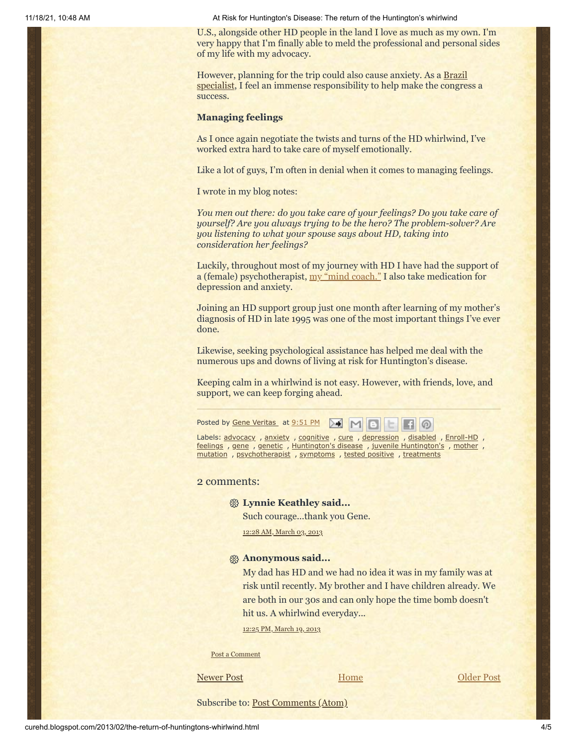U.S., alongside other HD people in the land I love as much as my own. I'm very happy that I'm finally able to meld the professional and personal sides of my life with my advocacy.

However, planning for the trip could also cause anxiety. As a Brazil specialist, I feel an immense responsibility to help make the congress a success.

**Managing feelings**

As I once again negotiate the twists and turns of the HD whirlwind, I've worked extra hard to take care of myself emotionally.

Like a lot of guys, I'm often in denial when it comes to managing feelings.

I wrote in my blog notes:

*You men out there: do you take care of your feelings? Do you take care of yourself? Are you always trying to be the hero? The problem-solver? Are you listening to what your spouse says about HD, taking into consideration her feelings?*

Luckily, throughout most of my journey with HD I have had the support of a (female) psychotherapist, my "mind coach." I also take medication for depression and anxiety.

Joining an HD support group just one month after learning of my mother's diagnosis of HD in late 1995 was one of the most important things I've ever done.

Likewise, seeking psychological assistance has helped me deal with the numerous ups and downs of living at risk for Huntington's disease.

Keeping calm in a whirlwind is not easy. However, with friends, love, and support, we can keep forging ahead.

Posted by Gene Veritas at 9:51 PM

Labels: advocacy , anxiety , cognitive , cure , depression , disabled , Enroll-HD , feelings , gene , genetic , Huntington's disease , juvenile Huntington's , mother , mutation , psychotherapist , symptoms , tested positive , treatments

## 2 comments:

**Lynnie Keathley said...**

Such courage...thank you Gene.

12:28 AM, March 03, 2013

**Anonymous said...**

My dad has HD and we had no idea it was in my family was at risk until recently. My brother and I have children already. We are both in our 30s and can only hope the time bomb doesn't hit us. A whirlwind everyday...

12:25 PM, March 19, 2013

Post a Comment

Newer Post | Home | Older Post

Subscribe to: Post Comments (Atom)